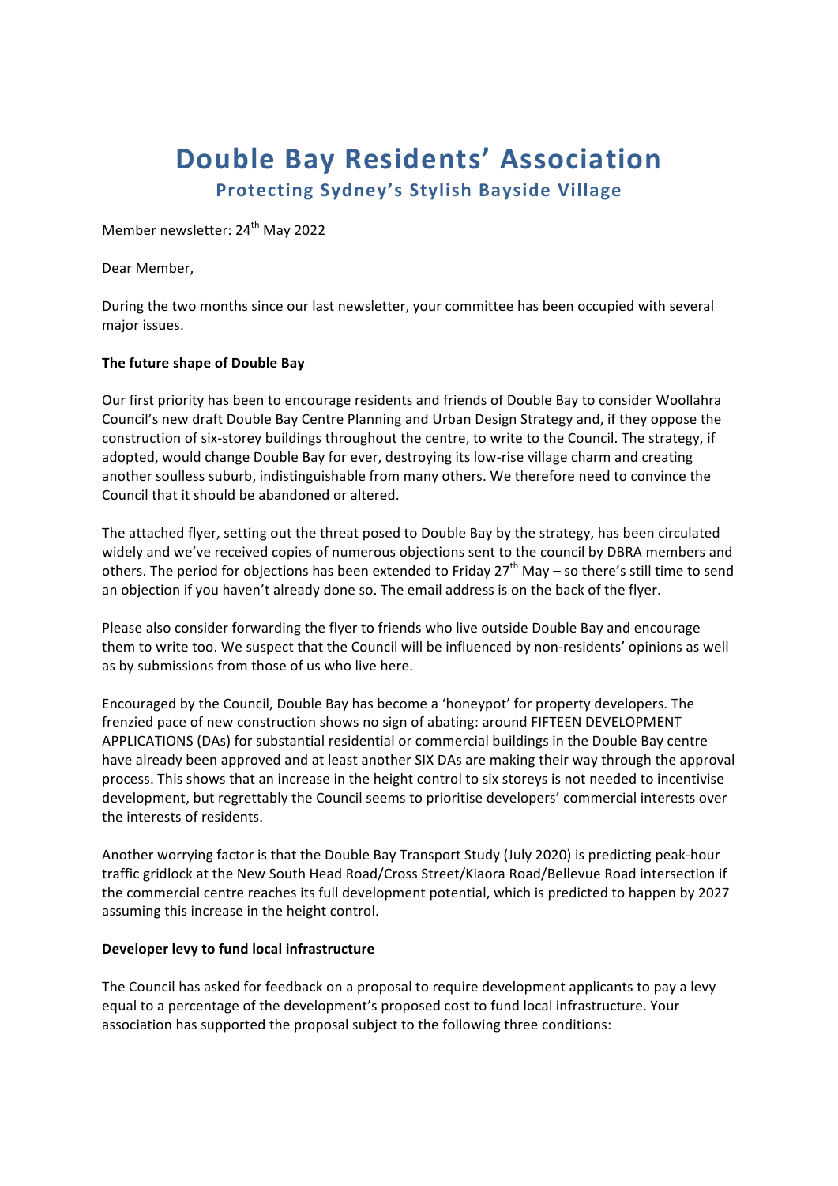# Double Bay Residents' Association

## Protecting Sydney's Stylish Bayside Village

Member newsletter: 24th May 2022

Dear Member,

During the two months since our last newsletter, your committee has been occupied with several major issues.

**The future shape of Double Bay**

Our first priority has been to encourage residents and friends of Double Bay to consider Woollahra Council's new draft Double Bay Centre Planning and Urban Design Strategy and, if they oppose the construction of six-storey buildings throughout the centre, to write to the Council. The strategy, if adopted, would change Double Bay for ever, destroying its low-rise village charm and creating another soulless suburb, indistinguishable from many others. We therefore need to convince the Council that it should be abandoned or altered.

The attached flyer, setting out the threat posed to Double Bay by the strategy, has been circulated widely and we've received copies of numerous objections sent to the council by DBRA members and others. The period for objections has been extended to Friday 27th May – so there's still time to send an objection if you haven't already done so. The email address is on the back of the flyer.

Please also consider forwarding the flyer to friends who live outside Double Bay and encourage them to write too. We suspect that the Council will be influenced by non-residents' opinions as well as by submissions from those of us who live here.

Encouraged by the Council, Double Bay has become a 'honeypot' for property developers. The frenzied pace of new construction shows no sign of abating: around FIFTEEN DEVELOPMENT APPLICATIONS (DAs) for substantial residential or commercial buildings in the Double Bay centre have already been approved and at least another SIX DAs are making their way through the approval process. This shows that an increase in the height control to six storeys is not needed to incentivise development, but regrettably the Council seems to prioritise developers' commercial interests over the interests of residents.

Another worrying factor is that the Double Bay Transport Study (July 2020) is predicting peak-hour traffic gridlock at the New South Head Road/Cross Street/Kiaora Road/Bellevue Road intersection if the commercial centre reaches its full development potential, which is predicted to happen by 2027 assuming this increase in the height control.

**Developer levy to fund local infrastructure**

The Council has asked for feedback on a proposal to require development applicants to pay a levy equal to a percentage of the development's proposed cost to fund local infrastructure. Your association has supported the proposal subject to the following three conditions: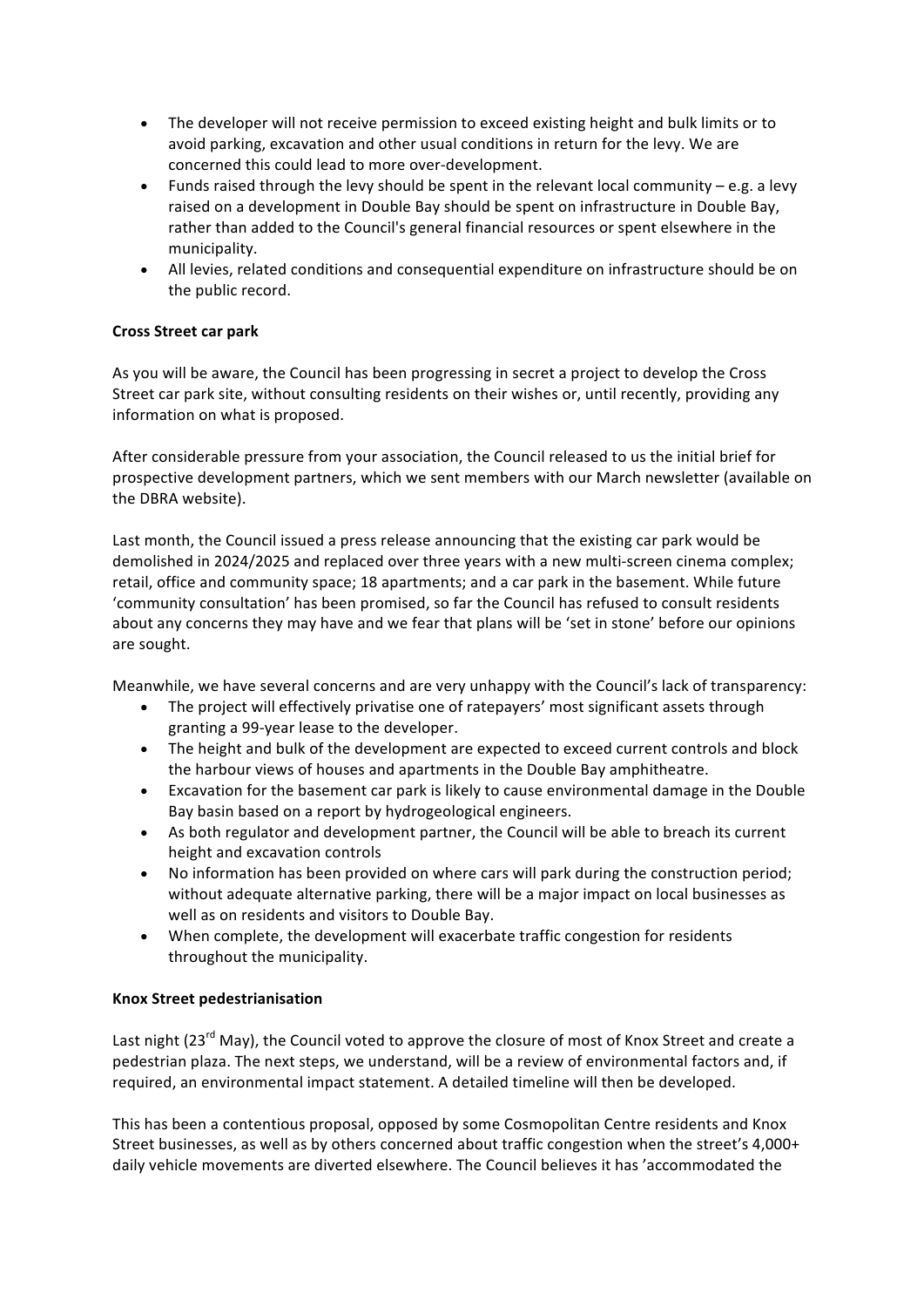- The developer will not receive permission to exceed existing height and bulk limits or to avoid parking, excavation and other usual conditions in return for the levy. We are concerned this could lead to more over-development.
- Funds raised through the levy should be spent in the relevant local community – e.g. a levy raised on a development in Double Bay should be spent on infrastructure in Double Bay, rather than added to the Council's general financial resources or spent elsewhere in the municipality.
- All levies, related conditions and consequential expenditure on infrastructure should be on the public record.

**Cross Street car park**

As you will be aware, the Council has been progressing in secret a project to develop the Cross Street car park site, without consulting residents on their wishes or, until recently, providing any information on what is proposed.

After considerable pressure from your association, the Council released to us the initial brief for prospective development partners, which we sent members with our March newsletter (available on the DBRA website).

Last month, the Council issued a press release announcing that the existing car park would be demolished in 2024/2025 and replaced over three years with a new multi-screen cinema complex; retail, office and community space; 18 apartments; and a car park in the basement. While future 'community consultation' has been promised, so far the Council has refused to consult residents about any concerns they may have and we fear that plans will be 'set in stone' before our opinions are sought.

Meanwhile, we have several concerns and are very unhappy with the Council's lack of transparency:

- The project will effectively privatise one of ratepayers' most significant assets through granting a 99-year lease to the developer.
- The height and bulk of the development are expected to exceed current controls and block the harbour views of houses and apartments in the Double Bay amphitheatre.
- Excavation for the basement car park is likely to cause environmental damage in the Double Bay basin based on a report by hydrogeological engineers.
- As both regulator and development partner, the Council will be able to breach its current height and excavation controls
- No information has been provided on where cars will park during the construction period; without adequate alternative parking, there will be a major impact on local businesses as well as on residents and visitors to Double Bay.
- When complete, the development will exacerbate traffic congestion for residents throughout the municipality.

**Knox Street pedestrianisation**

Last night (23rd May), the Council voted to approve the closure of most of Knox Street and create a pedestrian plaza. The next steps, we understand, will be a review of environmental factors and, if required, an environmental impact statement. A detailed timeline will then be developed.

This has been a contentious proposal, opposed by some Cosmopolitan Centre residents and Knox Street businesses, as well as by others concerned about traffic congestion when the street's 4,000+ daily vehicle movements are diverted elsewhere. The Council believes it has 'accommodated the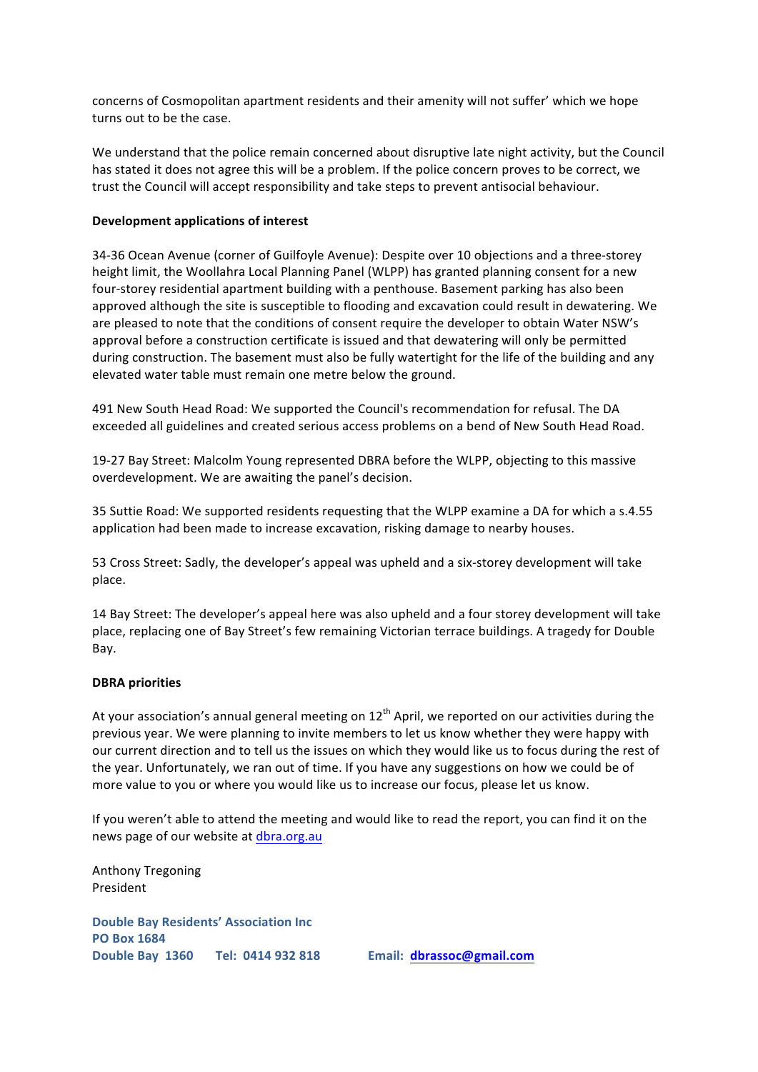concerns of Cosmopolitan apartment residents and their amenity will not suffer' which we hope turns out to be the case.

We understand that the police remain concerned about disruptive late night activity, but the Council has stated it does not agree this will be a problem. If the police concern proves to be correct, we trust the Council will accept responsibility and take steps to prevent antisocial behaviour.

**Development applications of interest**

34-36 Ocean Avenue (corner of Guilfoyle Avenue): Despite over 10 objections and a three-storey height limit, the Woollahra Local Planning Panel (WLPP) has granted planning consent for a new four-storey residential apartment building with a penthouse. Basement parking has also been approved although the site is susceptible to flooding and excavation could result in dewatering. We are pleased to note that the conditions of consent require the developer to obtain Water NSW's approval before a construction certificate is issued and that dewatering will only be permitted during construction. The basement must also be fully watertight for the life of the building and any elevated water table must remain one metre below the ground.

491 New South Head Road: We supported the Council's recommendation for refusal. The DA exceeded all guidelines and created serious access problems on a bend of New South Head Road.

19-27 Bay Street: Malcolm Young represented DBRA before the WLPP, objecting to this massive overdevelopment. We are awaiting the panel's decision.

35 Suttie Road: We supported residents requesting that the WLPP examine a DA for which a s.4.55 application had been made to increase excavation, risking damage to nearby houses.

53 Cross Street: Sadly, the developer's appeal was upheld and a six-storey development will take place.

14 Bay Street: The developer's appeal here was also upheld and a four storey development will take place, replacing one of Bay Street's few remaining Victorian terrace buildings. A tragedy for Double Bay.

**DBRA priorities**

At your association's annual general meeting on 12th April, we reported on our activities during the previous year. We were planning to invite members to let us know whether they were happy with our current direction and to tell us the issues on which they would like us to focus during the rest of the year. Unfortunately, we ran out of time. If you have any suggestions on how we could be of more value to you or where you would like us to increase our focus, please let us know.

If you weren't able to attend the meeting and would like to read the report, you can find it on the news page of our website at [dbra.org.au](http://dbra.org.au)

Anthony Tregoning
President

**Double Bay Residents' Association Inc**
**PO Box 1684**
**Double Bay 1360 Tel: 0414 932 818 Email: dbrassoc@gmail.com**